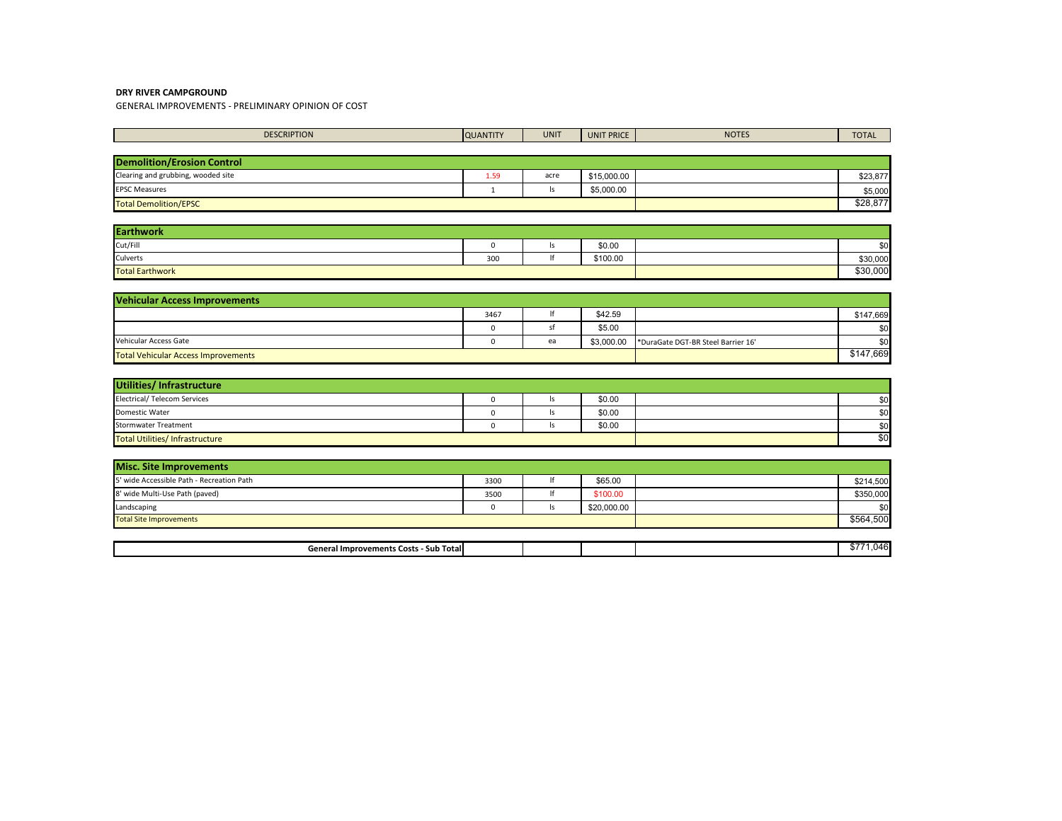**DRY RIVER CAMPGROUND**

GENERAL IMPROVEMENTS - PRELIMINARY OPINION OF COST

| DESCRIPTION | QUANTITY | UNIT | UNIT PRICE | NOTES | TOTAL |
|---|---|---|---|---|---|
| **Demolition/Erosion Control** | | | | | |
| Clearing and grubbing, wooded site | 1.59 | acre | $15,000.00 | | $23,877 |
| EPSC Measures | 1 | ls | $5,000.00 | | $5,000 |
| Total Demolition/EPSC | | | | | $28,877 |
| **Earthwork** | | | | | |
| Cut/Fill | 0 | ls | $0.00 | | $0 |
| Culverts | 300 | lf | $100.00 | | $30,000 |
| Total Earthwork | | | | | $30,000 |
| **Vehicular Access Improvements** | | | | | |
| | 3467 | lf | $42.59 | | $147,669 |
| | 0 | sf | $5.00 | | $0 |
| Vehicular Access Gate | 0 | ea | $3,000.00 | *DuraGate DGT-BR Steel Barrier 16' | $0 |
| Total Vehicular Access Improvements | | | | | $147,669 |
| **Utilities/ Infrastructure** | | | | | |
| Electrical/ Telecom Services | 0 | ls | $0.00 | | $0 |
| Domestic Water | 0 | ls | $0.00 | | $0 |
| Stormwater Treatment | 0 | ls | $0.00 | | $0 |
| Total Utilities/ Infrastructure | | | | | $0 |
| **Misc. Site Improvements** | | | | | |
| 5' wide Accessible Path - Recreation Path | 3300 | lf | $65.00 | | $214,500 |
| 8' wide Multi-Use Path (paved) | 3500 | lf | $100.00 | | $350,000 |
| Landscaping | 0 | ls | $20,000.00 | | $0 |
| Total Site Improvements | | | | | $564,500 |
| **General Improvements Costs - Sub Total** | | | | | $771,046 |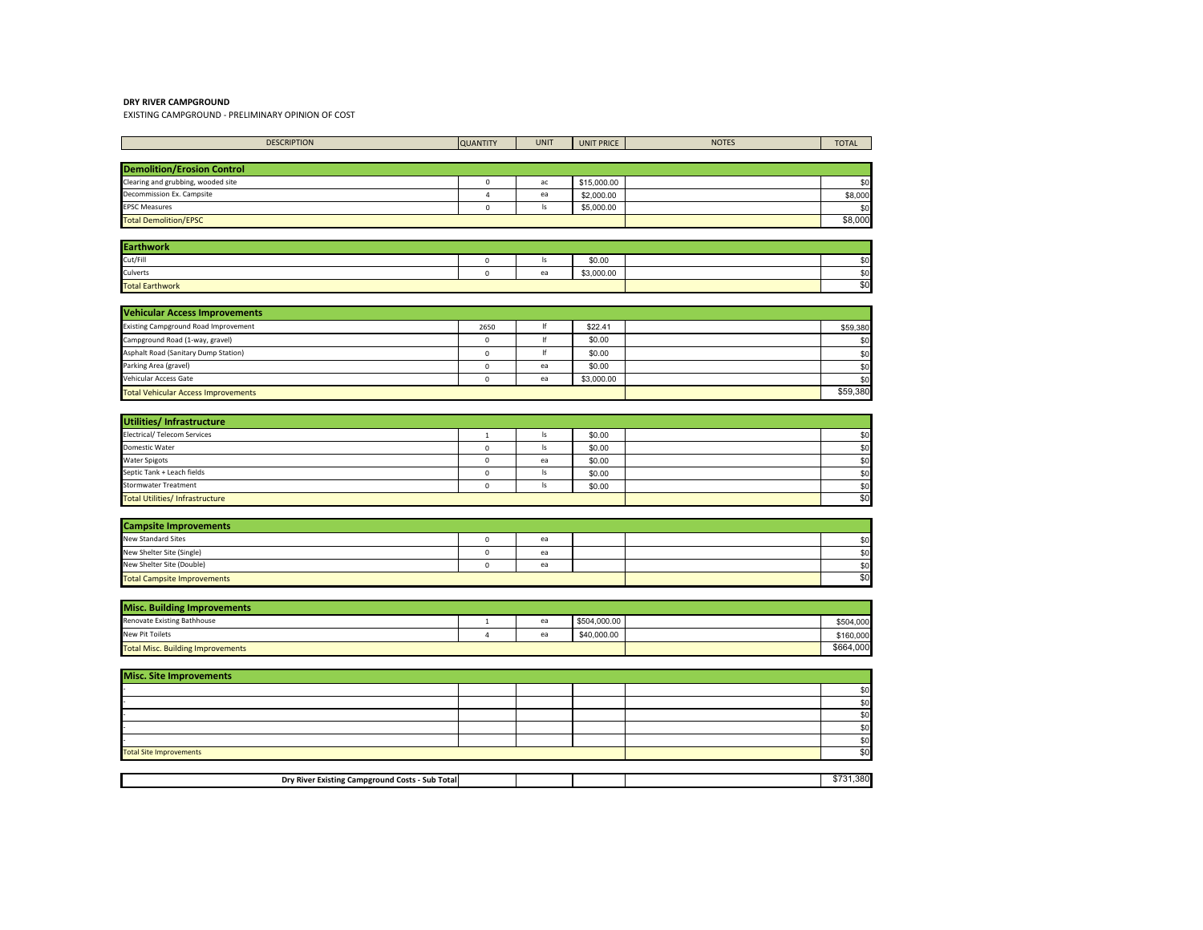**DRY RIVER CAMPGROUND**

EXISTING CAMPGROUND - PRELIMINARY OPINION OF COST

| DESCRIPTION | QUANTITY | UNIT | UNIT PRICE | NOTES | TOTAL |
|---|---|---|---|---|---|
| **Demolition/Erosion Control** | | | | | |
| Clearing and grubbing, wooded site | 0 | ac | $15,000.00 | | $0 |
| Decommission Ex. Campsite | 4 | ea | $2,000.00 | | $8,000 |
| EPSC Measures | 0 | ls | $5,000.00 | | $0 |
| Total Demolition/EPSC | | | | | $8,000 |
| **Earthwork** | | | | | |
| Cut/Fill | 0 | ls | $0.00 | | $0 |
| Culverts | 0 | ea | $3,000.00 | | $0 |
| Total Earthwork | | | | | $0 |
| **Vehicular Access Improvements** | | | | | |
| Existing Campground Road Improvement | 2650 | lf | $22.41 | | $59,380 |
| Campground Road (1-way, gravel) | 0 | lf | $0.00 | | $0 |
| Asphalt Road (Sanitary Dump Station) | 0 | lf | $0.00 | | $0 |
| Parking Area (gravel) | 0 | ea | $0.00 | | $0 |
| Vehicular Access Gate | 0 | ea | $3,000.00 | | $0 |
| Total Vehicular Access Improvements | | | | | $59,380 |
| **Utilities/ Infrastructure** | | | | | |
| Electrical/ Telecom Services | 1 | ls | $0.00 | | $0 |
| Domestic Water | 0 | ls | $0.00 | | $0 |
| Water Spigots | 0 | ea | $0.00 | | $0 |
| Septic Tank + Leach fields | 0 | ls | $0.00 | | $0 |
| Stormwater Treatment | 0 | ls | $0.00 | | $0 |
| Total Utilities/ Infrastructure | | | | | $0 |
| **Campsite Improvements** | | | | | |
| New Standard Sites | 0 | ea | | | $0 |
| New Shelter Site (Single) | 0 | ea | | | $0 |
| New Shelter Site (Double) | 0 | ea | | | $0 |
| Total Campsite Improvements | | | | | $0 |
| **Misc. Building Improvements** | | | | | |
| Renovate Existing Bathhouse | 1 | ea | $504,000.00 | | $504,000 |
| New Pit Toilets | 4 | ea | $40,000.00 | | $160,000 |
| Total Misc. Building Improvements | | | | | $664,000 |
| **Misc. Site Improvements** | | | | | |
| - | | | | | $0 |
| - | | | | | $0 |
| - | | | | | $0 |
| - | | | | | $0 |
| - | | | | | $0 |
| Total Site Improvements | | | | | $0 |
| **Dry River Existing Campground Costs - Sub Total** | | | | | $731,380 |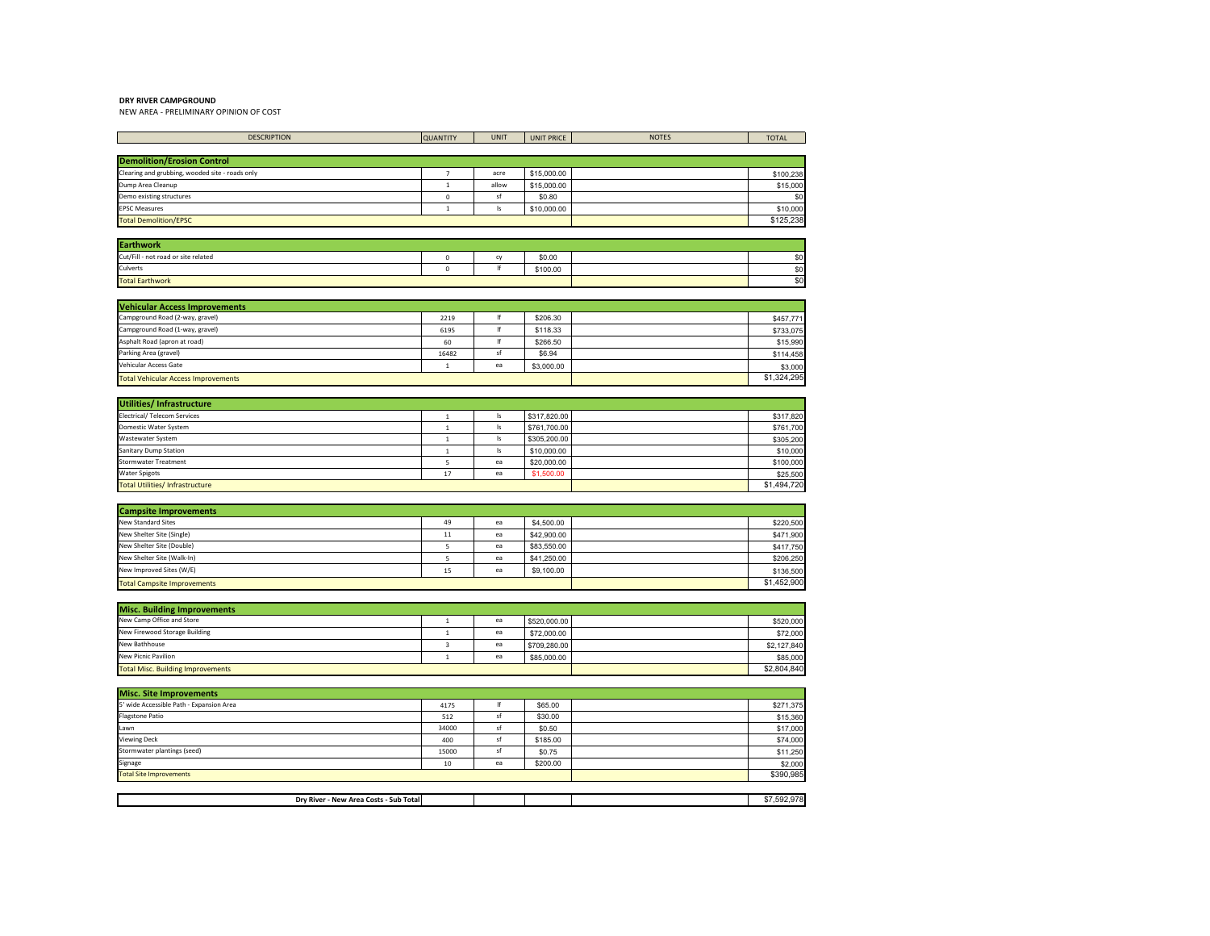**DRY RIVER CAMPGROUND**

NEW AREA - PRELIMINARY OPINION OF COST

| DESCRIPTION | QUANTITY | UNIT | UNIT PRICE | NOTES | TOTAL |
|---|---|---|---|---|---|
| **Demolition/Erosion Control** | | | | | |
| Clearing and grubbing, wooded site - roads only | 7 | acre | $15,000.00 | | $100,238 |
| Dump Area Cleanup | 1 | allow | $15,000.00 | | $15,000 |
| Demo existing structures | 0 | sf | $0.80 | | $0 |
| EPSC Measures | 1 | ls | $10,000.00 | | $10,000 |
| Total Demolition/EPSC | | | | | $125,238 |
| **Earthwork** | | | | | |
| Cut/Fill - not road or site related | 0 | cy | $0.00 | | $0 |
| Culverts | 0 | lf | $100.00 | | $0 |
| Total Earthwork | | | | | $0 |
| **Vehicular Access Improvements** | | | | | |
| Campground Road (2-way, gravel) | 2219 | lf | $206.30 | | $457,771 |
| Campground Road (1-way, gravel) | 6195 | lf | $118.33 | | $733,075 |
| Asphalt Road (apron at road) | 60 | lf | $266.50 | | $15,990 |
| Parking Area (gravel) | 16482 | sf | $6.94 | | $114,458 |
| Vehicular Access Gate | 1 | ea | $3,000.00 | | $3,000 |
| Total Vehicular Access Improvements | | | | | $1,324,295 |
| **Utilities/ Infrastructure** | | | | | |
| Electrical/ Telecom Services | 1 | ls | $317,820.00 | | $317,820 |
| Domestic Water System | 1 | ls | $761,700.00 | | $761,700 |
| Wastewater System | 1 | ls | $305,200.00 | | $305,200 |
| Sanitary Dump Station | 1 | ls | $10,000.00 | | $10,000 |
| Stormwater Treatment | 5 | ea | $20,000.00 | | $100,000 |
| Water Spigots | 17 | ea | $1,500.00 | | $25,500 |
| Total Utilities/ Infrastructure | | | | | $1,494,720 |
| **Campsite Improvements** | | | | | |
| New Standard Sites | 49 | ea | $4,500.00 | | $220,500 |
| New Shelter Site (Single) | 11 | ea | $42,900.00 | | $471,900 |
| New Shelter Site (Double) | 5 | ea | $83,550.00 | | $417,750 |
| New Shelter Site (Walk-In) | 5 | ea | $41,250.00 | | $206,250 |
| New Improved Sites (W/E) | 15 | ea | $9,100.00 | | $136,500 |
| Total Campsite Improvements | | | | | $1,452,900 |
| **Misc. Building Improvements** | | | | | |
| New Camp Office and Store | 1 | ea | $520,000.00 | | $520,000 |
| New Firewood Storage Building | 1 | ea | $72,000.00 | | $72,000 |
| New Bathhouse | 3 | ea | $709,280.00 | | $2,127,840 |
| New Picnic Pavilion | 1 | ea | $85,000.00 | | $85,000 |
| Total Misc. Building Improvements | | | | | $2,804,840 |
| **Misc. Site Improvements** | | | | | |
| 5' wide Accessible Path - Expansion Area | 4175 | lf | $65.00 | | $271,375 |
| Flagstone Patio | 512 | sf | $30.00 | | $15,360 |
| Lawn | 34000 | sf | $0.50 | | $17,000 |
| Viewing Deck | 400 | sf | $185.00 | | $74,000 |
| Stormwater plantings (seed) | 15000 | sf | $0.75 | | $11,250 |
| Signage | 10 | ea | $200.00 | | $2,000 |
| Total Site Improvements | | | | | $390,985 |
| **Dry River - New Area Costs - Sub Total** | | | | | $7,592,978 |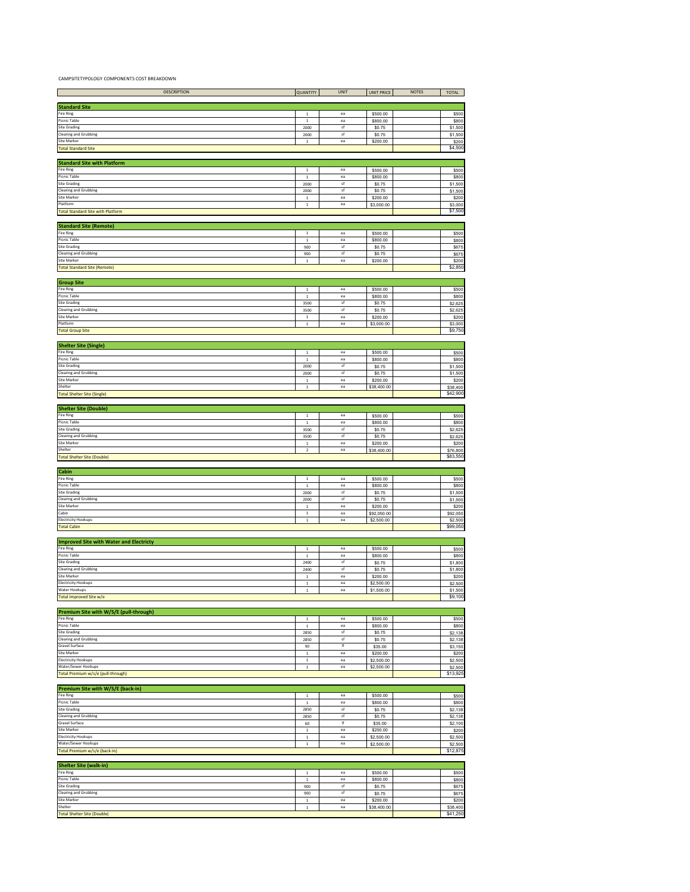CAMPSITETYPOLOGY COMPONENTS COST BREAKDOWN

| DESCRIPTION | QUANTITY | UNIT | UNIT PRICE | NOTES | TOTAL |
|---|---|---|---|---|---|
| **Standard Site** | | | | | |
| Fire Ring | 1 | ea | $500.00 | | $500 |
| Picnic Table | 1 | ea | $800.00 | | $800 |
| Site Grading | 2000 | sf | $0.75 | | $1,500 |
| Clearing and Grubbing | 2000 | sf | $0.75 | | $1,500 |
| Site Marker | 1 | ea | $200.00 | | $200 |
| Total Standard Site | | | | | $4,500 |
| **Standard Site with Platform** | | | | | |
| Fire Ring | 1 | ea | $500.00 | | $500 |
| Picnic Table | 1 | ea | $800.00 | | $800 |
| Site Grading | 2000 | sf | $0.75 | | $1,500 |
| Clearing and Grubbing | 2000 | sf | $0.75 | | $1,500 |
| Site Marker | 1 | ea | $200.00 | | $200 |
| Platform | 1 | ea | $3,000.00 | | $3,000 |
| Total Standard Site with Platform | | | | | $7,500 |
| **Standard Site (Remote)** | | | | | |
| Fire Ring | 1 | ea | $500.00 | | $500 |
| Picnic Table | 1 | ea | $800.00 | | $800 |
| Site Grading | 900 | sf | $0.75 | | $675 |
| Clearing and Grubbing | 900 | sf | $0.75 | | $675 |
| Site Marker | 1 | ea | $200.00 | | $200 |
| Total Standard Site (Remote) | | | | | $2,850 |
| **Group Site** | | | | | |
| Fire Ring | 1 | ea | $500.00 | | $500 |
| Picnic Table | 1 | ea | $800.00 | | $800 |
| Site Grading | 3500 | sf | $0.75 | | $2,625 |
| Clearing and Grubbing | 3500 | sf | $0.75 | | $2,625 |
| Site Marker | 1 | ea | $200.00 | | $200 |
| Platform | 1 | ea | $3,000.00 | | $3,000 |
| Total Group Site | | | | | $9,750 |
| **Shelter Site (Single)** | | | | | |
| Fire Ring | 1 | ea | $500.00 | | $500 |
| Picnic Table | 1 | ea | $800.00 | | $800 |
| Site Grading | 2000 | sf | $0.75 | | $1,500 |
| Clearing and Grubbing | 2000 | sf | $0.75 | | $1,500 |
| Site Marker | 1 | ea | $200.00 | | $200 |
| Shelter | 1 | ea | $38,400.00 | | $38,400 |
| Total Shelter Site (Single) | | | | | $42,900 |
| **Shelter Site (Double)** | | | | | |
| Fire Ring | 1 | ea | $500.00 | | $500 |
| Picnic Table | 1 | ea | $800.00 | | $800 |
| Site Grading | 3500 | sf | $0.75 | | $2,625 |
| Clearing and Grubbing | 3500 | sf | $0.75 | | $2,625 |
| Site Marker | 1 | ea | $200.00 | | $200 |
| Shelter | 2 | ea | $38,400.00 | | $76,800 |
| Total Shelter Site (Double) | | | | | $83,550 |
| **Cabin** | | | | | |
| Fire Ring | 1 | ea | $500.00 | | $500 |
| Picnic Table | 1 | ea | $800.00 | | $800 |
| Site Grading | 2000 | sf | $0.75 | | $1,500 |
| Clearing and Grubbing | 2000 | sf | $0.75 | | $1,500 |
| Site Marker | 1 | ea | $200.00 | | $200 |
| Cabin | 1 | ea | $92,050.00 | | $92,050 |
| Electricity Hookups | 1 | ea | $2,500.00 | | $2,500 |
| Total Cabin | | | | | $99,050 |
| **Improved Site with Water and Electricty** | | | | | |
| Fire Ring | 1 | ea | $500.00 | | $500 |
| Picnic Table | 1 | ea | $800.00 | | $800 |
| Site Grading | 2400 | sf | $0.75 | | $1,800 |
| Clearing and Grubbing | 2400 | sf | $0.75 | | $1,800 |
| Site Marker | 1 | ea | $200.00 | | $200 |
| Electricity Hookups | 1 | ea | $2,500.00 | | $2,500 |
| Water Hookups | 1 | ea | $1,500.00 | | $1,500 |
| Total Improved Site w/e | | | | | $9,100 |
| **Premium Site with W/S/E (pull-through)** | | | | | |
| Fire Ring | 1 | ea | $500.00 | | $500 |
| Picnic Table | 1 | ea | $800.00 | | $800 |
| Site Grading | 2850 | sf | $0.75 | | $2,138 |
| Clearing and Grubbing | 2850 | sf | $0.75 | | $2,138 |
| Gravel Surface | 90 | lf | $35.00 | | $3,150 |
| Site Marker | 1 | ea | $200.00 | | $200 |
| Electricity Hookups | 1 | ea | $2,500.00 | | $2,500 |
| Water/Sewer Hookups | 1 | ea | $2,500.00 | | $2,500 |
| Total Premium w/s/e (pull-through) | | | | | $13,925 |
| **Premium Site with W/S/E (back-in)** | | | | | |
| Fire Ring | 1 | ea | $500.00 | | $500 |
| Picnic Table | 1 | ea | $800.00 | | $800 |
| Site Grading | 2850 | sf | $0.75 | | $2,138 |
| Clearing and Grubbing | 2850 | sf | $0.75 | | $2,138 |
| Gravel Surface | 60 | lf | $35.00 | | $2,100 |
| Site Marker | 1 | ea | $200.00 | | $200 |
| Electricity Hookups | 1 | ea | $2,500.00 | | $2,500 |
| Water/Sewer Hookups | 1 | ea | $2,500.00 | | $2,500 |
| Total Premium w/s/e (back-in) | | | | | $12,875 |
| **Shelter Site (walk-in)** | | | | | |
| Fire Ring | 1 | ea | $500.00 | | $500 |
| Picnic Table | 1 | ea | $800.00 | | $800 |
| Site Grading | 900 | sf | $0.75 | | $675 |
| Clearing and Grubbing | 900 | sf | $0.75 | | $675 |
| Site Marker | 1 | ea | $200.00 | | $200 |
| Shelter | 1 | ea | $38,400.00 | | $38,400 |
| Total Shelter Site (Double) | | | | | $41,250 |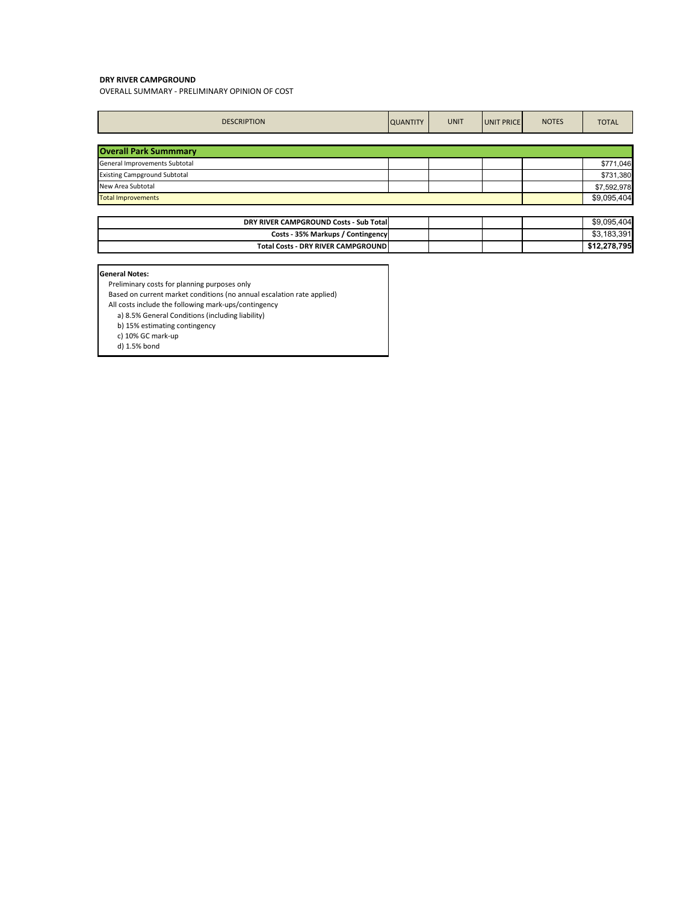**DRY RIVER CAMPGROUND**

OVERALL SUMMARY - PRELIMINARY OPINION OF COST

| DESCRIPTION | QUANTITY | UNIT | UNIT PRICE | NOTES | TOTAL |
|---|---|---|---|---|---|
| **Overall Park Summmary** | | | | | |
| General Improvements Subtotal | | | | | $771,046 |
| Existing Campground Subtotal | | | | | $731,380 |
| New Area Subtotal | | | | | $7,592,978 |
| Total Improvements | | | | | $9,095,404 |
| **DRY RIVER CAMPGROUND Costs - Sub Total** | | | | | $9,095,404 |
| **Costs - 35% Markups / Contingency** | | | | | $3,183,391 |
| **Total Costs - DRY RIVER CAMPGROUND** | | | | | **$12,278,795** |

**General Notes:**

Preliminary costs for planning purposes only

Based on current market conditions (no annual escalation rate applied)

All costs include the following mark-ups/contingency

a) 8.5% General Conditions (including liability)

b) 15% estimating contingency

c) 10% GC mark-up

d) 1.5% bond